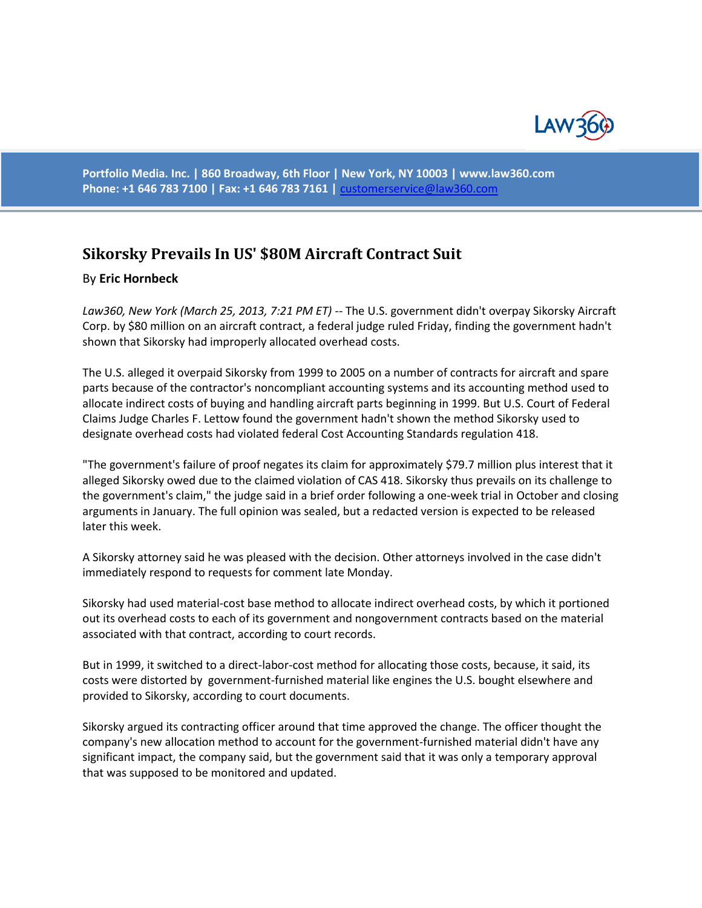Portfolio Media. Inc. | 860 Broadway, 6th Floor | New York, NY 10003 | www.law360.com
Phone: +1 646 783 7100 | Fax: +1 646 783 7161 | customerservice@law360.com

# Sikorsky Prevails In US' $80M Aircraft Contract Suit

By **Eric Hornbeck**

*Law360, New York (March 25, 2013, 7:21 PM ET)* -- The U.S. government didn't overpay Sikorsky Aircraft Corp. by $80 million on an aircraft contract, a federal judge ruled Friday, finding the government hadn't shown that Sikorsky had improperly allocated overhead costs.

The U.S. alleged it overpaid Sikorsky from 1999 to 2005 on a number of contracts for aircraft and spare parts because of the contractor's noncompliant accounting systems and its accounting method used to allocate indirect costs of buying and handling aircraft parts beginning in 1999. But U.S. Court of Federal Claims Judge Charles F. Lettow found the government hadn't shown the method Sikorsky used to designate overhead costs had violated federal Cost Accounting Standards regulation 418.

"The government's failure of proof negates its claim for approximately $79.7 million plus interest that it alleged Sikorsky owed due to the claimed violation of CAS 418. Sikorsky thus prevails on its challenge to the government's claim," the judge said in a brief order following a one-week trial in October and closing arguments in January. The full opinion was sealed, but a redacted version is expected to be released later this week.

A Sikorsky attorney said he was pleased with the decision. Other attorneys involved in the case didn't immediately respond to requests for comment late Monday.

Sikorsky had used material-cost base method to allocate indirect overhead costs, by which it portioned out its overhead costs to each of its government and nongovernment contracts based on the material associated with that contract, according to court records.

But in 1999, it switched to a direct-labor-cost method for allocating those costs, because, it said, its costs were distorted by government-furnished material like engines the U.S. bought elsewhere and provided to Sikorsky, according to court documents.

Sikorsky argued its contracting officer around that time approved the change. The officer thought the company's new allocation method to account for the government-furnished material didn't have any significant impact, the company said, but the government said that it was only a temporary approval that was supposed to be monitored and updated.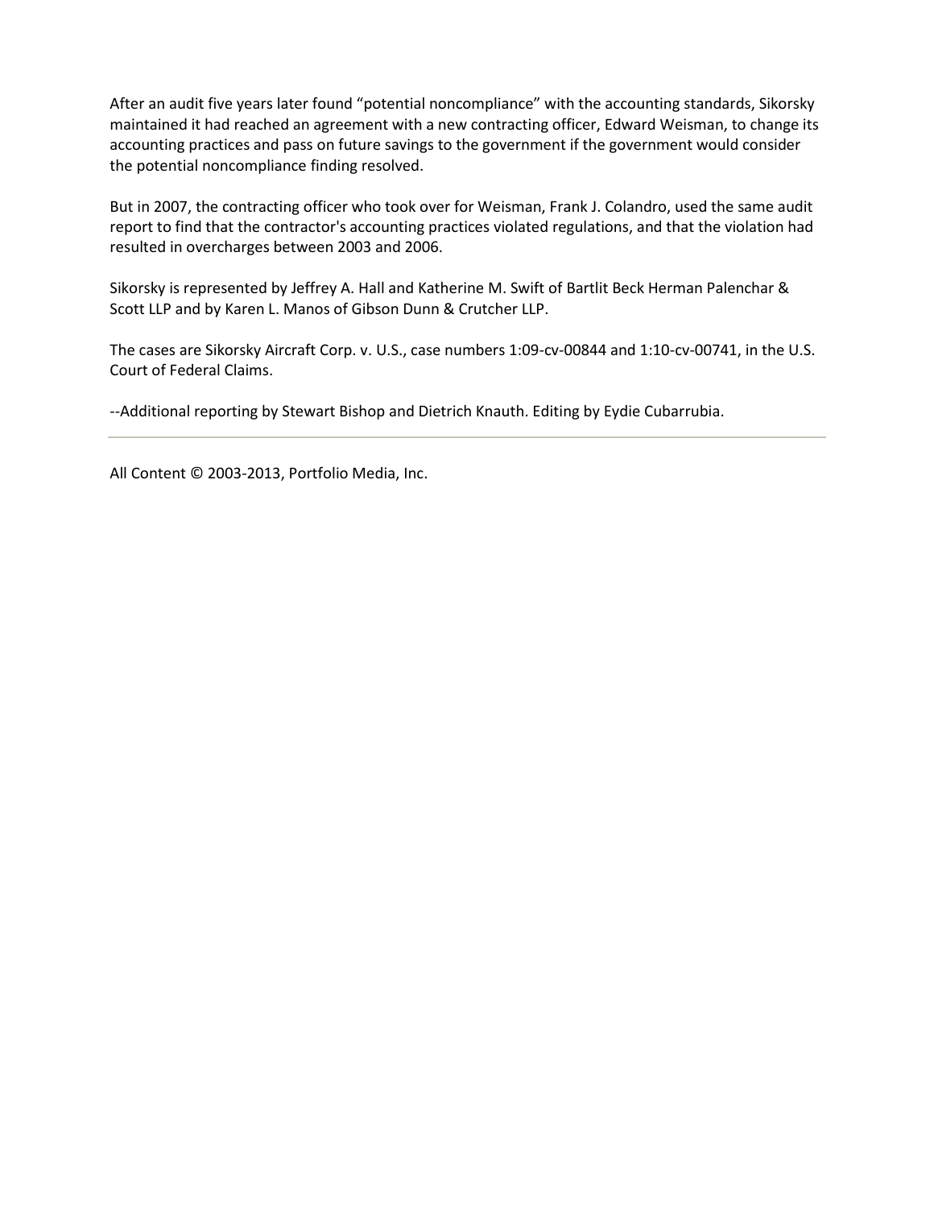After an audit five years later found “potential noncompliance” with the accounting standards, Sikorsky maintained it had reached an agreement with a new contracting officer, Edward Weisman, to change its accounting practices and pass on future savings to the government if the government would consider the potential noncompliance finding resolved.

But in 2007, the contracting officer who took over for Weisman, Frank J. Colandro, used the same audit report to find that the contractor's accounting practices violated regulations, and that the violation had resulted in overcharges between 2003 and 2006.

Sikorsky is represented by Jeffrey A. Hall and Katherine M. Swift of Bartlit Beck Herman Palenchar & Scott LLP and by Karen L. Manos of Gibson Dunn & Crutcher LLP.

The cases are Sikorsky Aircraft Corp. v. U.S., case numbers 1:09-cv-00844 and 1:10-cv-00741, in the U.S. Court of Federal Claims.

--Additional reporting by Stewart Bishop and Dietrich Knauth. Editing by Eydie Cubarrubia.

---

All Content © 2003-2013, Portfolio Media, Inc.